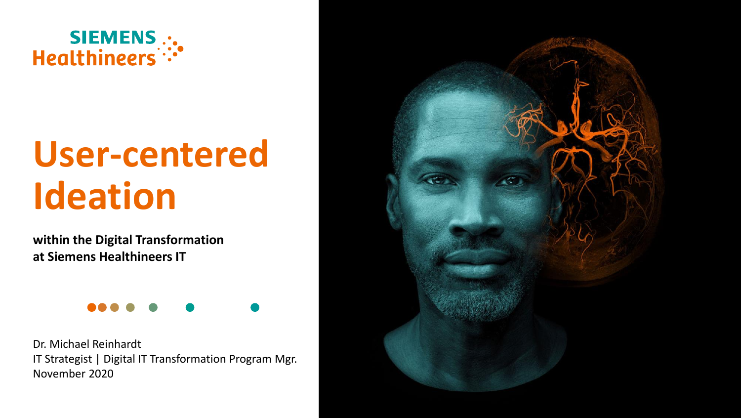SIEMENS Healthineers

# User-centered Ideation

**within the Digital Transformation at Siemens Healthineers IT**

Dr. Michael Reinhardt
IT Strategist | Digital IT Transformation Program Mgr.
November 2020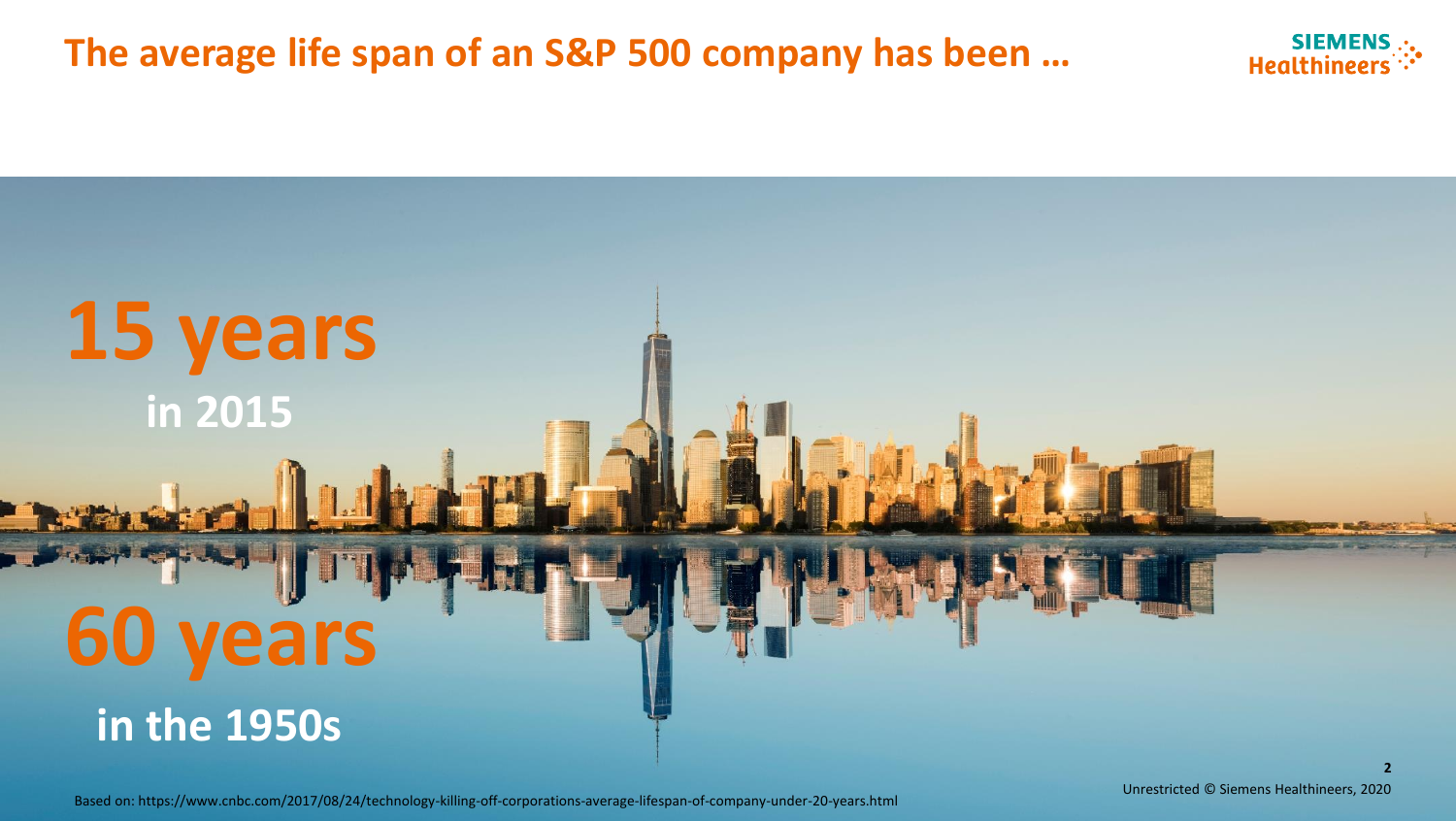# The average life span of an S&P 500 company has been …

# 15 years

**in 2015**

# 60 years

**in the 1950s**

Based on: https://www.cnbc.com/2017/08/24/technology-killing-off-corporations-average-lifespan-of-company-under-20-years.html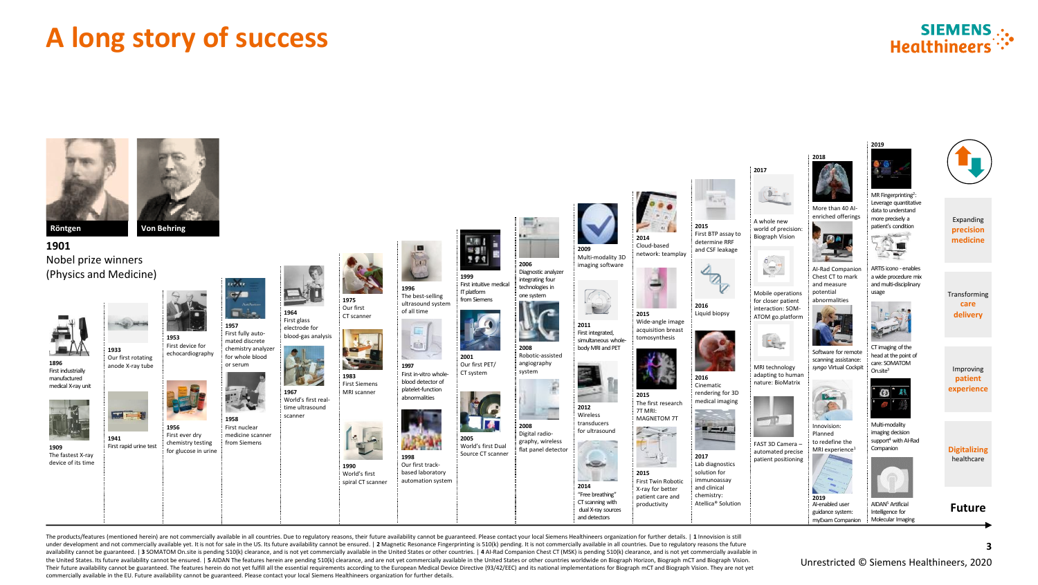# A long story of success

**1901**
Nobel prize winners (Physics and Medicine)

Röntgen

Von Behring

**1896** First industrially manufactured medical X-ray unit

**1909** The fastest X-ray device of its time

**1933** Our first rotating anode X-ray tube

**1941** First rapid urine test

**1953** First device for echocardiography

**1956** First ever dry chemistry testing for glucose in urine

**1957** First fully automated discrete chemistry analyzer for whole blood or serum

**1958** First nuclear medicine scanner from Siemens

**1964** First glass electrode for blood-gas analysis

**1967** World's first real-time ultrasound scanner

**1975** Our first CT scanner

**1983** First Siemens MRI scanner

**1990** World's first spiral CT scanner

**1996** The best-selling ultrasound system of all time

**1997** First in-vitro whole-blood detector of platelet-function abnormalities

**1998** Our first track-based laboratory automation system

**1999** First intuitive medical IT platform from Siemens

**2001** Our first PET/CT system

**2005** World's first Dual Source CT scanner

**2006** Diagnostic analyzer integrating four technologies in one system

**2008** Robotic-assisted angiography system

**2008** Digital radiography, wireless flat panel detector

**2009** Multi-modality 3D imaging software

**2011** First integrated, simultaneous whole-body MRI and PET

**2012** Wireless transducers for ultrasound

**2014** "Free breathing" CT scanning with dual X-ray sources and detectors

**2014** Cloud-based network: teamplay

**2015** Wide-angle image acquisition breast tomosynthesis

**2015** The first research 7T MRI: MAGNETOM 7T

**2015** First Twin Robotic X-ray for better patient care and productivity

**2015** First BTP assay to determine RRF and CSF leakage

**2016** Liquid biopsy

**2016** Cinematic rendering for 3D medical imaging

**2017** Lab diagnostics solution for immunoassay and clinical chemistry: Atellica® Solution

**2017** A whole new world of precision: Biograph Vision

Mobile operations for closer patient interaction: SOMATOM go.platform

MRI technology adapting to human nature: BioMatrix

FAST 3D Camera – automated precise patient positioning

**2018** More than 40 AI-enriched offerings

AI-Rad Companion Chest CT to mark and measure potential abnormalities

Software for remote scanning assistance: *syngo* Virtual Cockpit

Innovision: Planned to redefine the MRI experience[1]

**2019** AI-enabled user guidance system: myExam Companion

**2019** MR Fingerprinting[2]: Leverage quantitative data to understand more precisely a patient's condition

ARTIS icono - enables a wide procedure mix and multi-disciplinary usage

CT imaging of the head at the point of care: SOMATOM On.site[3]

Multi-modality imaging decision support[4] with AI-Rad Companion

AIDAN[5] Artificial Intelligence for Molecular Imaging

Expanding **precision medicine**

Transforming **care delivery**

Improving **patient experience**

**Digitalizing** healthcare

**Future**

The products/features (mentioned herein) are not commercially available in all countries. Due to regulatory reasons, their future availability cannot be guaranteed. Please contact your local Siemens Healthineers organization for further details. | **1** Innovision is still under development and not commercially available yet. It is not for sale in the US. Its future availability cannot be ensured. | **2** Magnetic Resonance Fingerprinting is 510(k) pending. It is not commercially available in all countries. Due to regulatory reasons the future availability cannot be guaranteed. | **3** SOMATOM On.site is pending 510(k) clearance, and is not yet commercially available in the United States or other countries. | **4** AI-Rad Companion Chest CT (MSK) is pending 510(k) clearance, and is not yet commercially available in the United States. Its future availability cannot be ensured. | **5** AIDAN The features herein are pending 510(k) clearance, and are not yet commercially available in other countries worldwide on Biograph Horizon, Biograph mCT and Biograph Vision. Their future availability cannot be guaranteed. The features herein do not yet fulfill all the essential requirements according to the European Medical Device Directive (93/42/EEC) and its national implementations for Biograph mCT and Biograph Vision. They are not yet commercially available in the EU. Future availability cannot be guaranteed. Please contact your local Siemens Healthineers organization for further details.

Unrestricted © Siemens Healthineers, 2020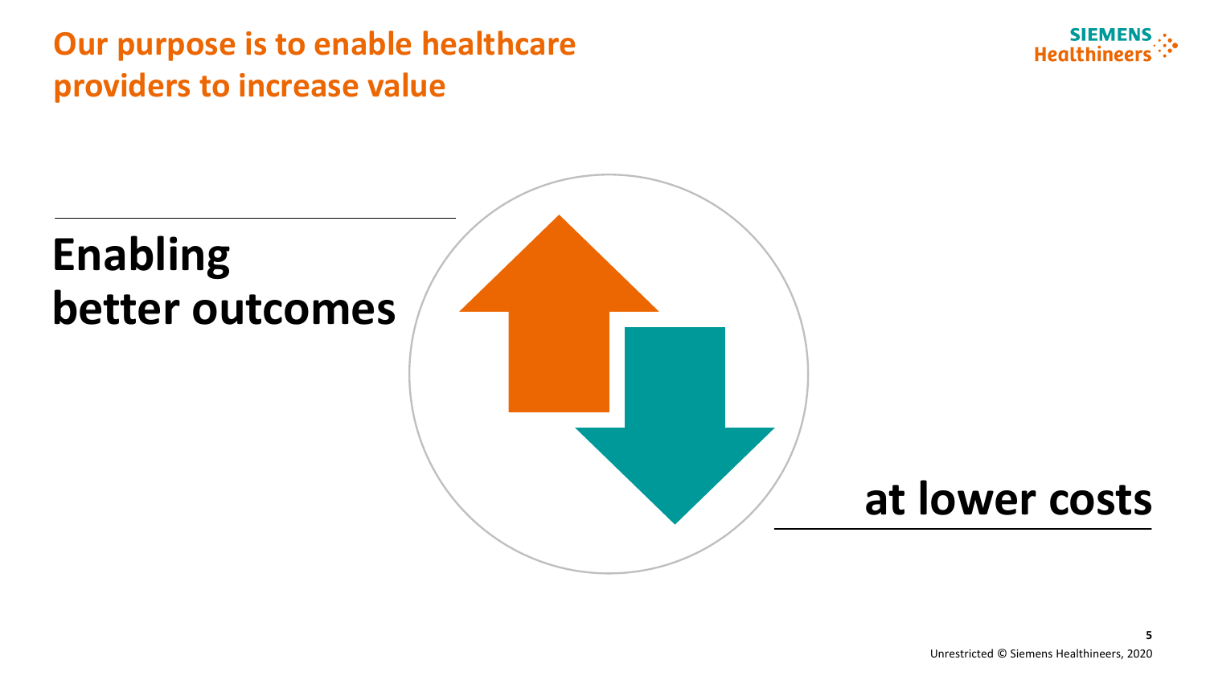# Our purpose is to enable healthcare providers to increase value

**Enabling better outcomes**

**at lower costs**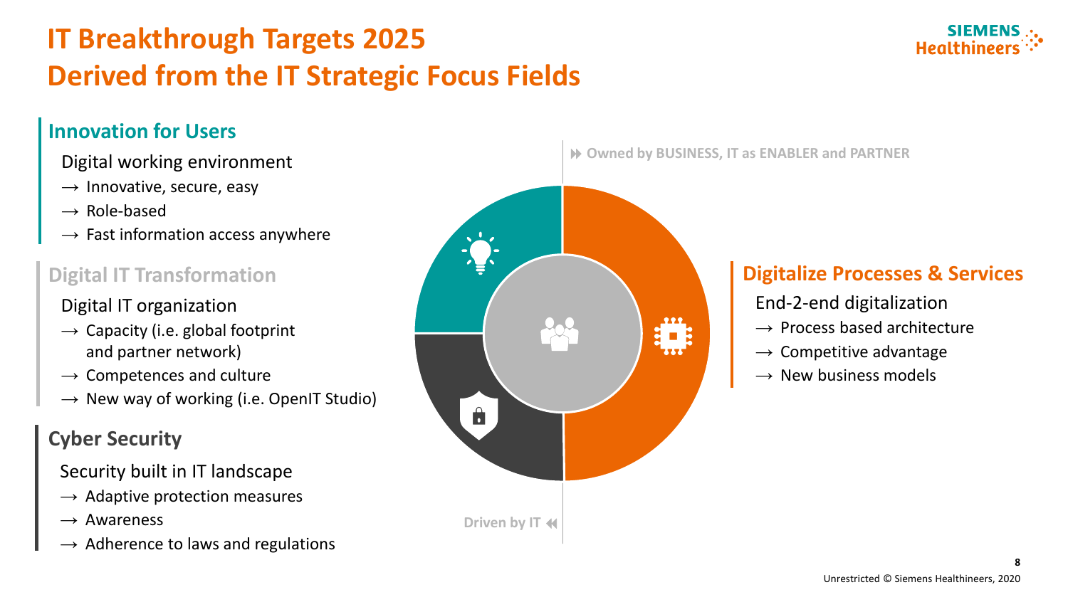# IT Breakthrough Targets 2025
# Derived from the IT Strategic Focus Fields

## Innovation for Users

Digital working environment

- → Innovative, secure, easy
- → Role-based
- → Fast information access anywhere

## Digital IT Transformation

Digital IT organization

- → Capacity (i.e. global footprint and partner network)
- → Competences and culture
- → New way of working (i.e. OpenIT Studio)

## Cyber Security

Security built in IT landscape

- → Adaptive protection measures
- → Awareness
- → Adherence to laws and regulations

Owned by BUSINESS, IT as ENABLER and PARTNER

Driven by IT

## Digitalize Processes & Services

End-2-end digitalization

- → Process based architecture
- → Competitive advantage
- → New business models

Unrestricted © Siemens Healthineers, 2020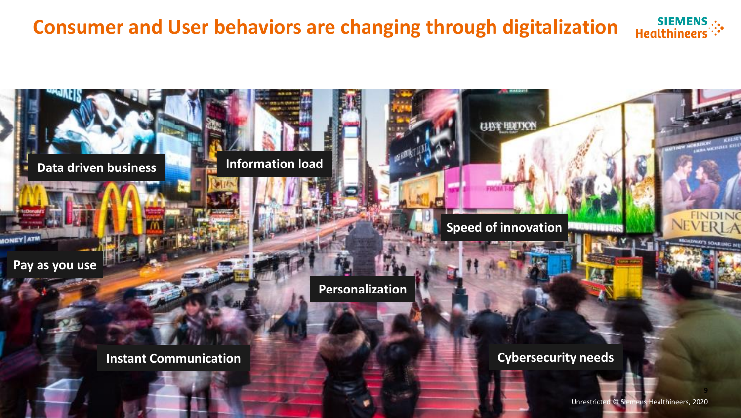# Consumer and User behaviors are changing through digitalization

- Data driven business
- Information load
- Speed of innovation
- Pay as you use
- Personalization
- Instant Communication
- Cybersecurity needs

Unrestricted © Siemens Healthineers, 2020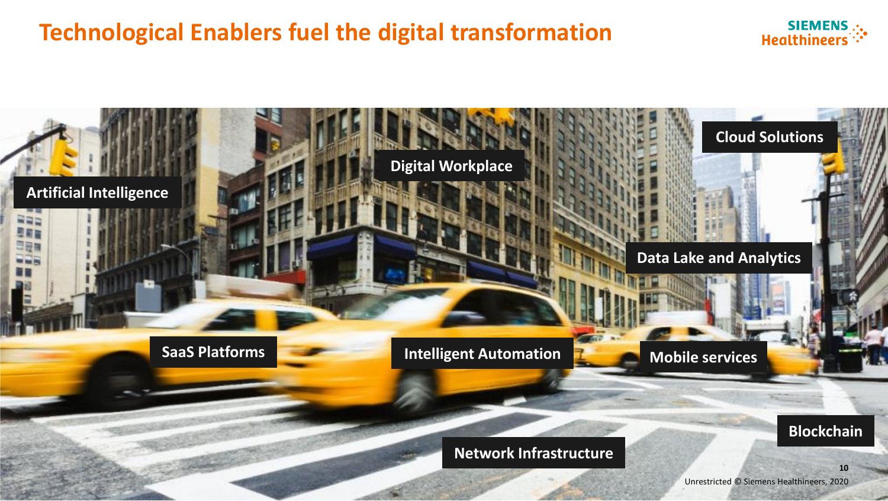# Technological Enablers fuel the digital transformation

- Artificial Intelligence
- Digital Workplace
- Cloud Solutions
- Data Lake and Analytics
- SaaS Platforms
- Intelligent Automation
- Mobile services
- Blockchain
- Network Infrastructure

Unrestricted © Siemens Healthineers, 2020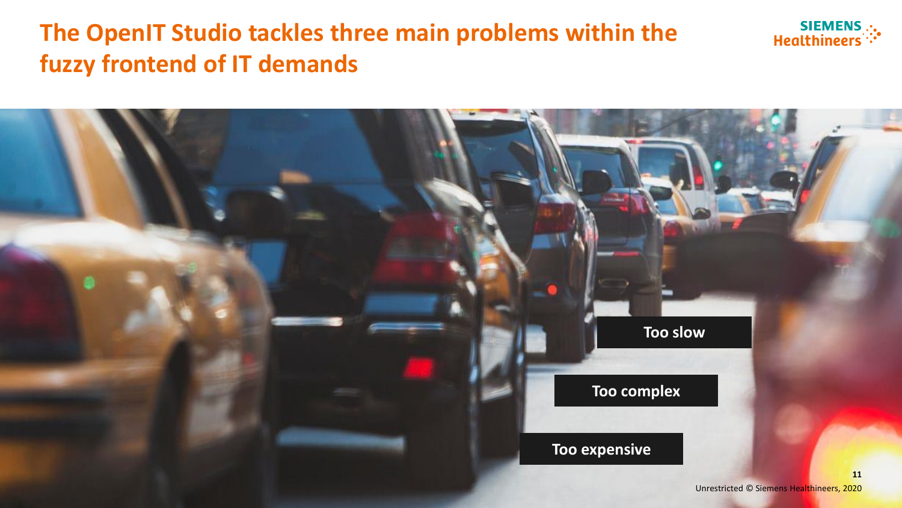# The OpenIT Studio tackles three main problems within the fuzzy frontend of IT demands

- Too slow
- Too complex
- Too expensive

Unrestricted © Siemens Healthineers, 2020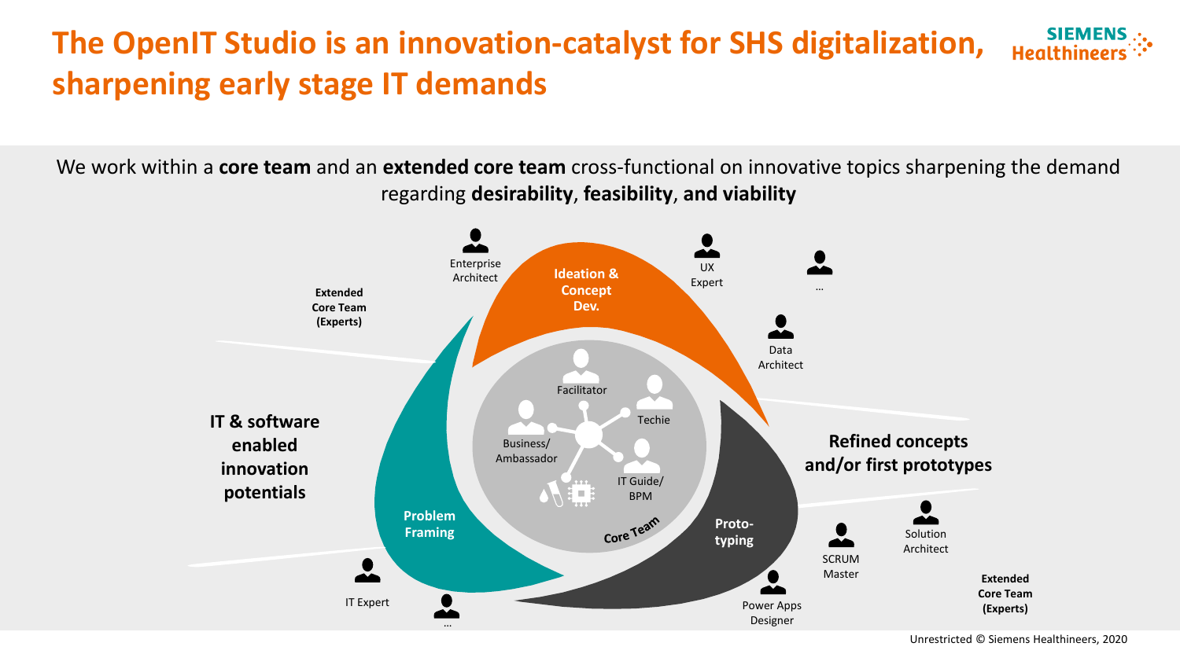# The OpenIT Studio is an innovation-catalyst for SHS digitalization, sharpening early stage IT demands

We work within a **core team** and an **extended core team** cross-functional on innovative topics sharpening the demand regarding **desirability**, **feasibility**, **and viability**

**IT & software enabled innovation potentials**

**Problem Framing**

**Ideation & Concept Dev.**

**Proto-typing**

**Refined concepts and/or first prototypes**

**Core Team**

- Facilitator
- Techie
- Business/ Ambassador
- IT Guide/ BPM

**Extended Core Team (Experts)**

- Enterprise Architect
- UX Expert
- …
- Data Architect
- Solution Architect
- SCRUM Master
- Power Apps Designer
- IT Expert
- …

Unrestricted © Siemens Healthineers, 2020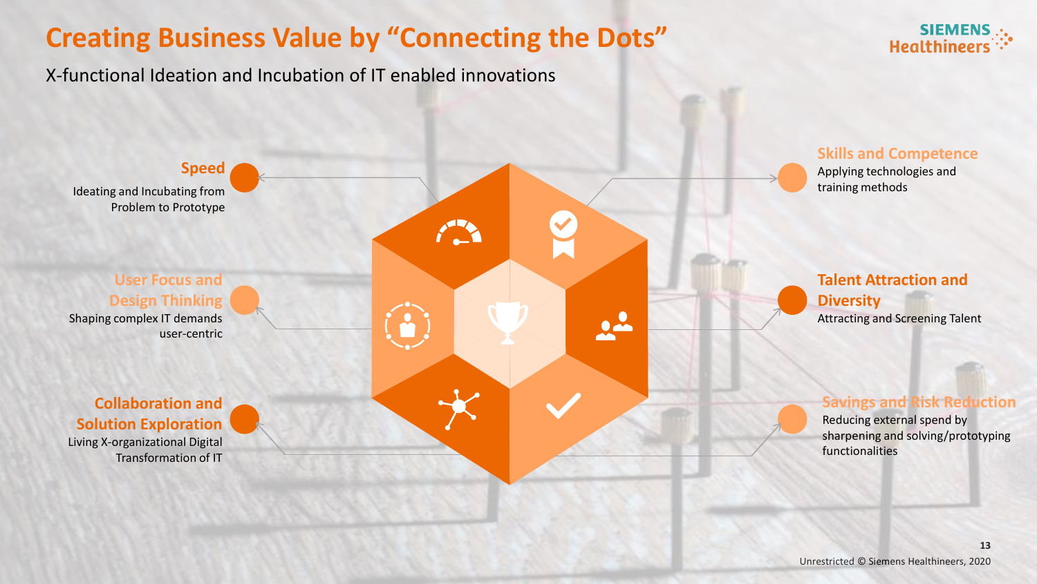# Creating Business Value by "Connecting the Dots"

X-functional Ideation and Incubation of IT enabled innovations

**Speed**
Ideating and Incubating from Problem to Prototype

**User Focus and Design Thinking**
Shaping complex IT demands user-centric

**Collaboration and Solution Exploration**
Living X-organizational Digital Transformation of IT

**Skills and Competence**
Applying technologies and training methods

**Talent Attraction and Diversity**
Attracting and Screening Talent

**Savings and Risk Reduction**
Reducing external spend by sharpening and solving/prototyping functionalities

Unrestricted © Siemens Healthineers, 2020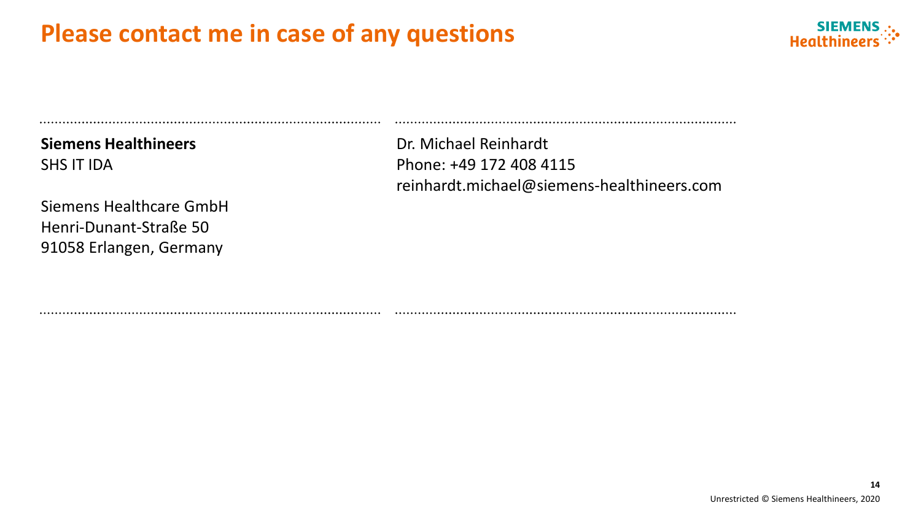# Please contact me in case of any questions

**Siemens Healthineers**
SHS IT IDA

Siemens Healthcare GmbH
Henri-Dunant-Straße 50
91058 Erlangen, Germany

Dr. Michael Reinhardt
Phone: +49 172 408 4115
reinhardt.michael@siemens-healthineers.com

Unrestricted © Siemens Healthineers, 2020